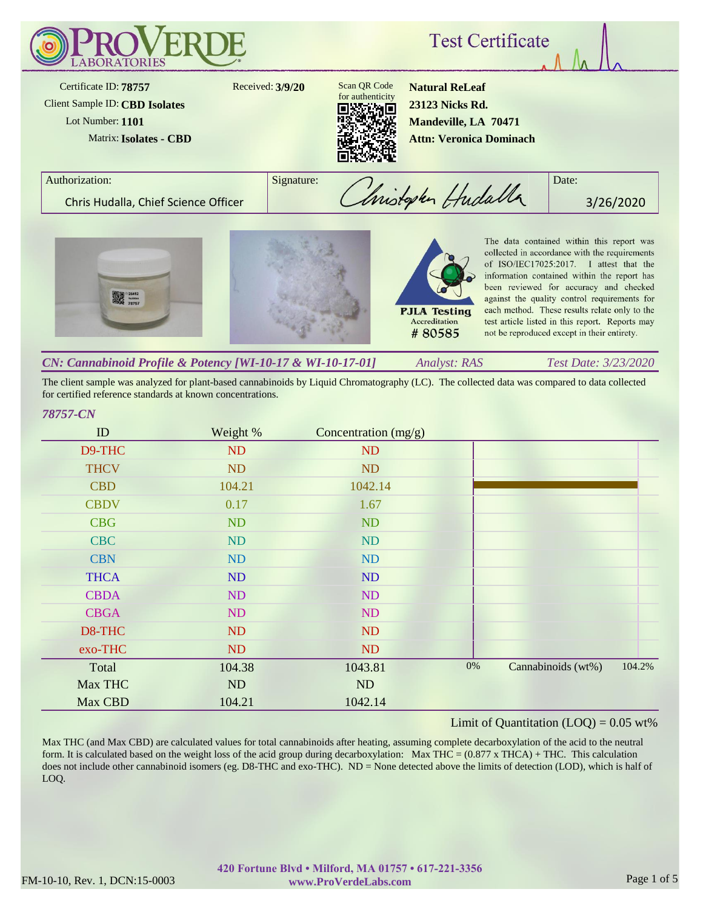# ProVerde Laboratories

## Test Certificate

Certificate ID: **78757**
Client Sample ID: **CBD Isolates**
Lot Number: **1101**
Matrix: **Isolates - CBD**

Received: **3/9/20**

Scan QR Code for authenticity

**Natural ReLeaf**
**23123 Nicks Rd.**
**Mandeville, LA 70471**
**Attn: Veronica Dominach**

| Authorization: | Signature: | Date: |
|---|---|---|
| Chris Hudalla, Chief Science Officer | Christopher Hudalla | 3/26/2020 |

PJLA Testing Accreditation # 80585

The data contained within this report was collected in accordance with the requirements of ISO/IEC17025:2017. I attest that the information contained within the report has been reviewed for accuracy and checked against the quality control requirements for each method. These results relate only to the test article listed in this report. Reports may not be reproduced except in their entirety.

***CN: Cannabinoid Profile & Potency [WI-10-17 & WI-10-17-01]*** *Analyst: RAS* *Test Date: 3/23/2020*

The client sample was analyzed for plant-based cannabinoids by Liquid Chromatography (LC). The collected data was compared to data collected for certified reference standards at known concentrations.

*78757-CN*

| ID | Weight % | Concentration (mg/g) |
|---|---|---|
| D9-THC | ND | ND |
| THCV | ND | ND |
| CBD | 104.21 | 1042.14 |
| CBDV | 0.17 | 1.67 |
| CBG | ND | ND |
| CBC | ND | ND |
| CBN | ND | ND |
| THCA | ND | ND |
| CBDA | ND | ND |
| CBGA | ND | ND |
| D8-THC | ND | ND |
| exo-THC | ND | ND |
| Total | 104.38 | 1043.81 |
| Max THC | ND | ND |
| Max CBD | 104.21 | 1042.14 |

0% Cannabinoids (wt%) 104.2%

Limit of Quantitation (LOQ) = 0.05 wt%

Max THC (and Max CBD) are calculated values for total cannabinoids after heating, assuming complete decarboxylation of the acid to the neutral form. It is calculated based on the weight loss of the acid group during decarboxylation: Max THC = (0.877 x THCA) + THC. This calculation does not include other cannabinoid isomers (eg. D8-THC and exo-THC). ND = None detected above the limits of detection (LOD), which is half of LOQ.

FM-10-10, Rev. 1, DCN:15-0003

420 Fortune Blvd • Milford, MA 01757 • 617-221-3356
www.ProVerdeLabs.com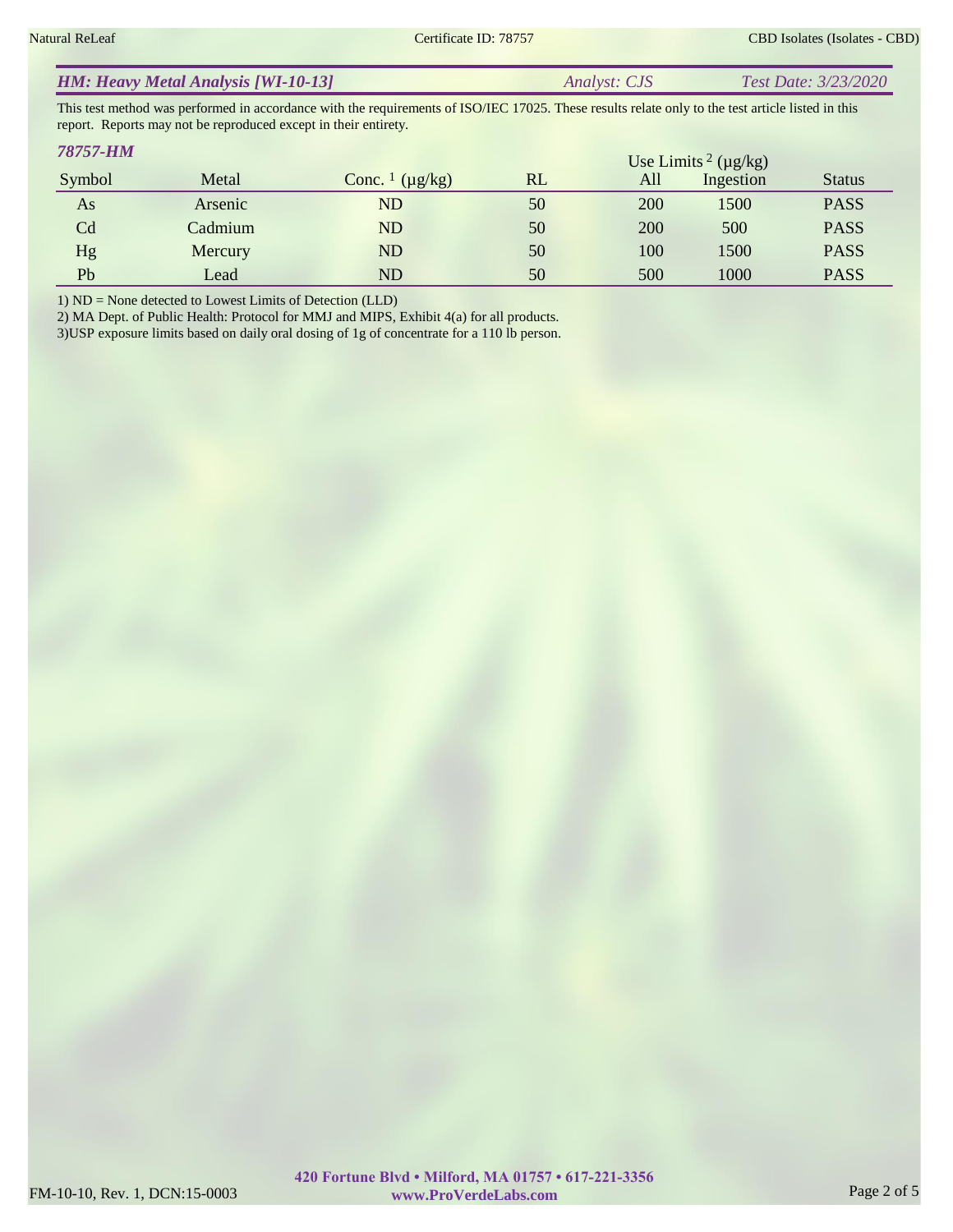## *HM: Heavy Metal Analysis [WI-10-13]*

*Analyst: CJS* *Test Date: 3/23/2020*

This test method was performed in accordance with the requirements of ISO/IEC 17025. These results relate only to the test article listed in this report. Reports may not be reproduced except in their entirety.

### *78757-HM*

| Symbol | Metal | Conc. [1] (µg/kg) | RL | Use Limits [2] (µg/kg) | | Status |
|---|---|---|---|---|---|---|
| | | | | All | Ingestion | |
| As | Arsenic | ND | 50 | 200 | 1500 | PASS |
| Cd | Cadmium | ND | 50 | 200 | 500 | PASS |
| Hg | Mercury | ND | 50 | 100 | 1500 | PASS |
| Pb | Lead | ND | 50 | 500 | 1000 | PASS |

1) ND = None detected to Lowest Limits of Detection (LLD)
2) MA Dept. of Public Health: Protocol for MMJ and MIPS, Exhibit 4(a) for all products.
3)USP exposure limits based on daily oral dosing of 1g of concentrate for a 110 lb person.

FM-10-10, Rev. 1, DCN:15-0003

**420 Fortune Blvd • Milford, MA 01757 • 617-221-3356**
**www.ProVerdeLabs.com**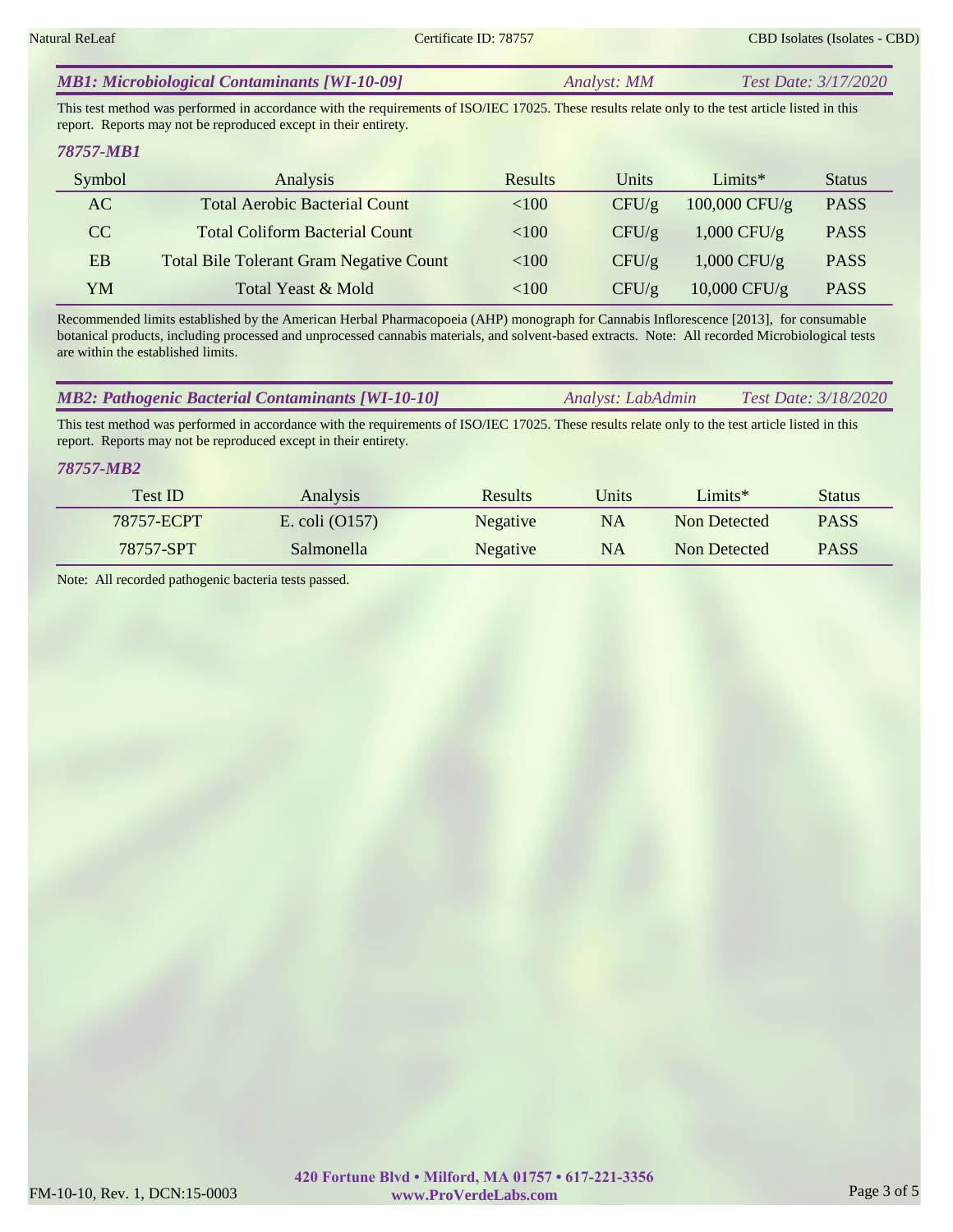## *MB1: Microbiological Contaminants [WI-10-09]* — *Analyst: MM* — *Test Date: 3/17/2020*

This test method was performed in accordance with the requirements of ISO/IEC 17025. These results relate only to the test article listed in this report. Reports may not be reproduced except in their entirety.

### *78757-MB1*

| Symbol | Analysis | Results | Units | Limits* | Status |
|---|---|---|---|---|---|
| AC | Total Aerobic Bacterial Count | <100 | CFU/g | 100,000 CFU/g | PASS |
| CC | Total Coliform Bacterial Count | <100 | CFU/g | 1,000 CFU/g | PASS |
| EB | Total Bile Tolerant Gram Negative Count | <100 | CFU/g | 1,000 CFU/g | PASS |
| YM | Total Yeast & Mold | <100 | CFU/g | 10,000 CFU/g | PASS |

Recommended limits established by the American Herbal Pharmacopoeia (AHP) monograph for Cannabis Inflorescence [2013], for consumable botanical products, including processed and unprocessed cannabis materials, and solvent-based extracts. Note: All recorded Microbiological tests are within the established limits.

## *MB2: Pathogenic Bacterial Contaminants [WI-10-10]* — *Analyst: LabAdmin* — *Test Date: 3/18/2020*

This test method was performed in accordance with the requirements of ISO/IEC 17025. These results relate only to the test article listed in this report. Reports may not be reproduced except in their entirety.

### *78757-MB2*

| Test ID | Analysis | Results | Units | Limits* | Status |
|---|---|---|---|---|---|
| 78757-ECPT | E. coli (O157) | Negative | NA | Non Detected | PASS |
| 78757-SPT | Salmonella | Negative | NA | Non Detected | PASS |

Note: All recorded pathogenic bacteria tests passed.

FM-10-10, Rev. 1, DCN:15-0003

**420 Fortune Blvd • Milford, MA 01757 • 617-221-3356**
**www.ProVerdeLabs.com**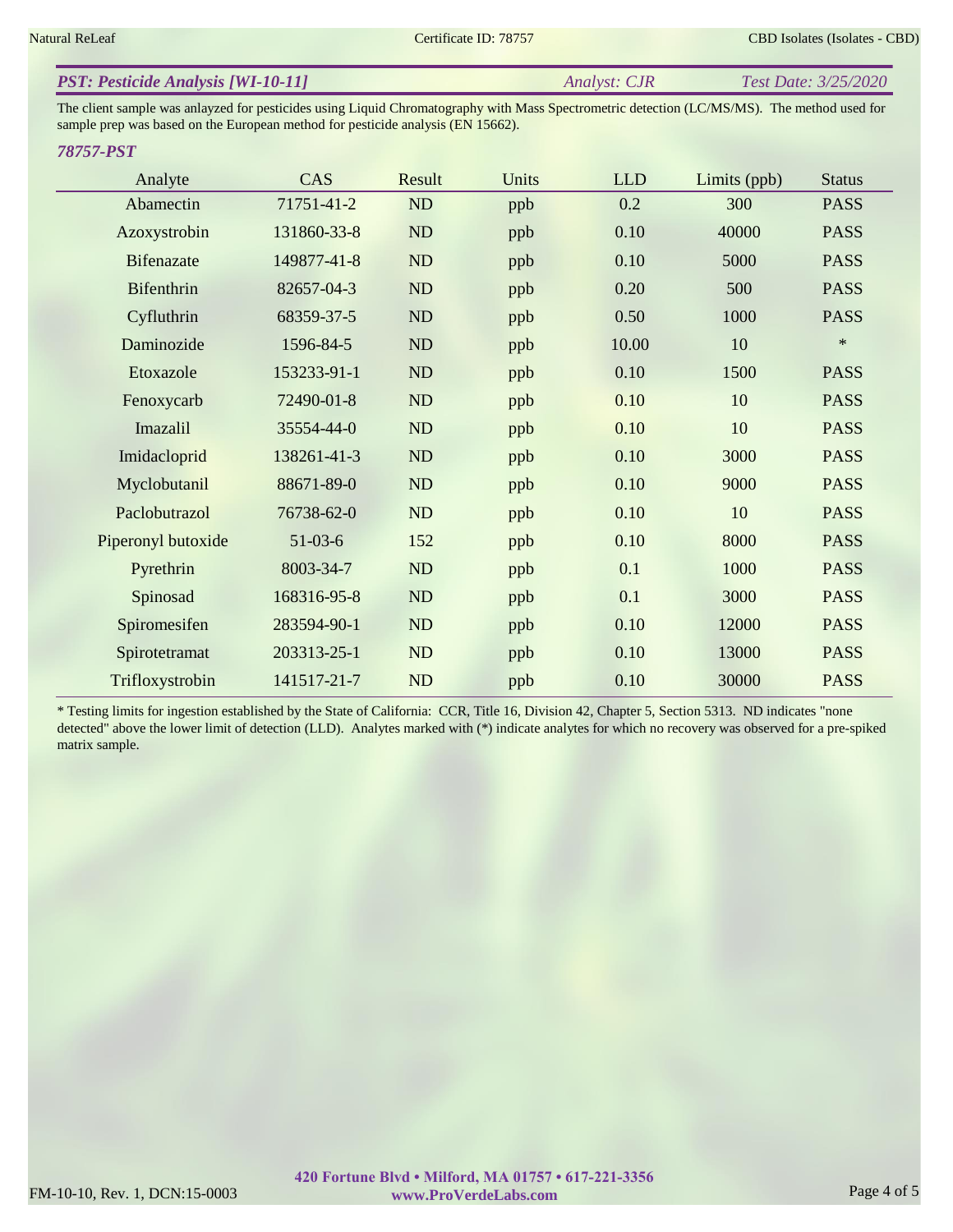## PST: Pesticide Analysis [WI-10-11]

*Analyst: CJR* *Test Date: 3/25/2020*

The client sample was anlayzed for pesticides using Liquid Chromatography with Mass Spectrometric detection (LC/MS/MS). The method used for sample prep was based on the European method for pesticide analysis (EN 15662).

### 78757-PST

| Analyte | CAS | Result | Units | LLD | Limits (ppb) | Status |
|---|---|---|---|---|---|---|
| Abamectin | 71751-41-2 | ND | ppb | 0.2 | 300 | PASS |
| Azoxystrobin | 131860-33-8 | ND | ppb | 0.10 | 40000 | PASS |
| Bifenazate | 149877-41-8 | ND | ppb | 0.10 | 5000 | PASS |
| Bifenthrin | 82657-04-3 | ND | ppb | 0.20 | 500 | PASS |
| Cyfluthrin | 68359-37-5 | ND | ppb | 0.50 | 1000 | PASS |
| Daminozide | 1596-84-5 | ND | ppb | 10.00 | 10 | * |
| Etoxazole | 153233-91-1 | ND | ppb | 0.10 | 1500 | PASS |
| Fenoxycarb | 72490-01-8 | ND | ppb | 0.10 | 10 | PASS |
| Imazalil | 35554-44-0 | ND | ppb | 0.10 | 10 | PASS |
| Imidacloprid | 138261-41-3 | ND | ppb | 0.10 | 3000 | PASS |
| Myclobutanil | 88671-89-0 | ND | ppb | 0.10 | 9000 | PASS |
| Paclobutrazol | 76738-62-0 | ND | ppb | 0.10 | 10 | PASS |
| Piperonyl butoxide | 51-03-6 | 152 | ppb | 0.10 | 8000 | PASS |
| Pyrethrin | 8003-34-7 | ND | ppb | 0.1 | 1000 | PASS |
| Spinosad | 168316-95-8 | ND | ppb | 0.1 | 3000 | PASS |
| Spiromesifen | 283594-90-1 | ND | ppb | 0.10 | 12000 | PASS |
| Spirotetramat | 203313-25-1 | ND | ppb | 0.10 | 13000 | PASS |
| Trifloxystrobin | 141517-21-7 | ND | ppb | 0.10 | 30000 | PASS |

* Testing limits for ingestion established by the State of California: CCR, Title 16, Division 42, Chapter 5, Section 5313. ND indicates "none detected" above the lower limit of detection (LLD). Analytes marked with (*) indicate analytes for which no recovery was observed for a pre-spiked matrix sample.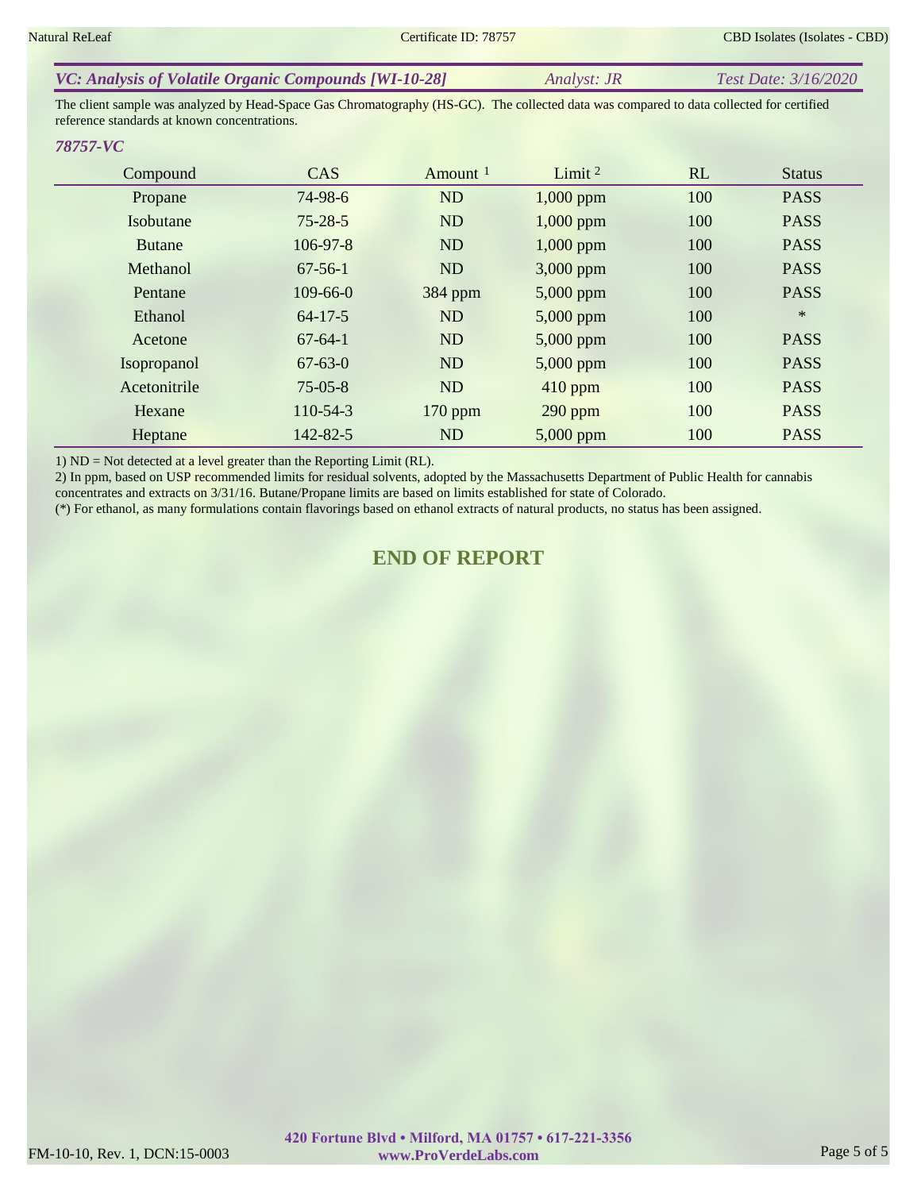## *VC: Analysis of Volatile Organic Compounds [WI-10-28]* *Analyst: JR* *Test Date: 3/16/2020*

The client sample was analyzed by Head-Space Gas Chromatography (HS-GC). The collected data was compared to data collected for certified reference standards at known concentrations.

### *78757-VC*

| Compound | CAS | Amount [1] | Limit [2] | RL | Status |
|---|---|---|---|---|---|
| Propane | 74-98-6 | ND | 1,000 ppm | 100 | PASS |
| Isobutane | 75-28-5 | ND | 1,000 ppm | 100 | PASS |
| Butane | 106-97-8 | ND | 1,000 ppm | 100 | PASS |
| Methanol | 67-56-1 | ND | 3,000 ppm | 100 | PASS |
| Pentane | 109-66-0 | 384 ppm | 5,000 ppm | 100 | PASS |
| Ethanol | 64-17-5 | ND | 5,000 ppm | 100 | * |
| Acetone | 67-64-1 | ND | 5,000 ppm | 100 | PASS |
| Isopropanol | 67-63-0 | ND | 5,000 ppm | 100 | PASS |
| Acetonitrile | 75-05-8 | ND | 410 ppm | 100 | PASS |
| Hexane | 110-54-3 | 170 ppm | 290 ppm | 100 | PASS |
| Heptane | 142-82-5 | ND | 5,000 ppm | 100 | PASS |

1) ND = Not detected at a level greater than the Reporting Limit (RL).
2) In ppm, based on USP recommended limits for residual solvents, adopted by the Massachusetts Department of Public Health for cannabis concentrates and extracts on 3/31/16. Butane/Propane limits are based on limits established for state of Colorado.
(*) For ethanol, as many formulations contain flavorings based on ethanol extracts of natural products, no status has been assigned.

## END OF REPORT